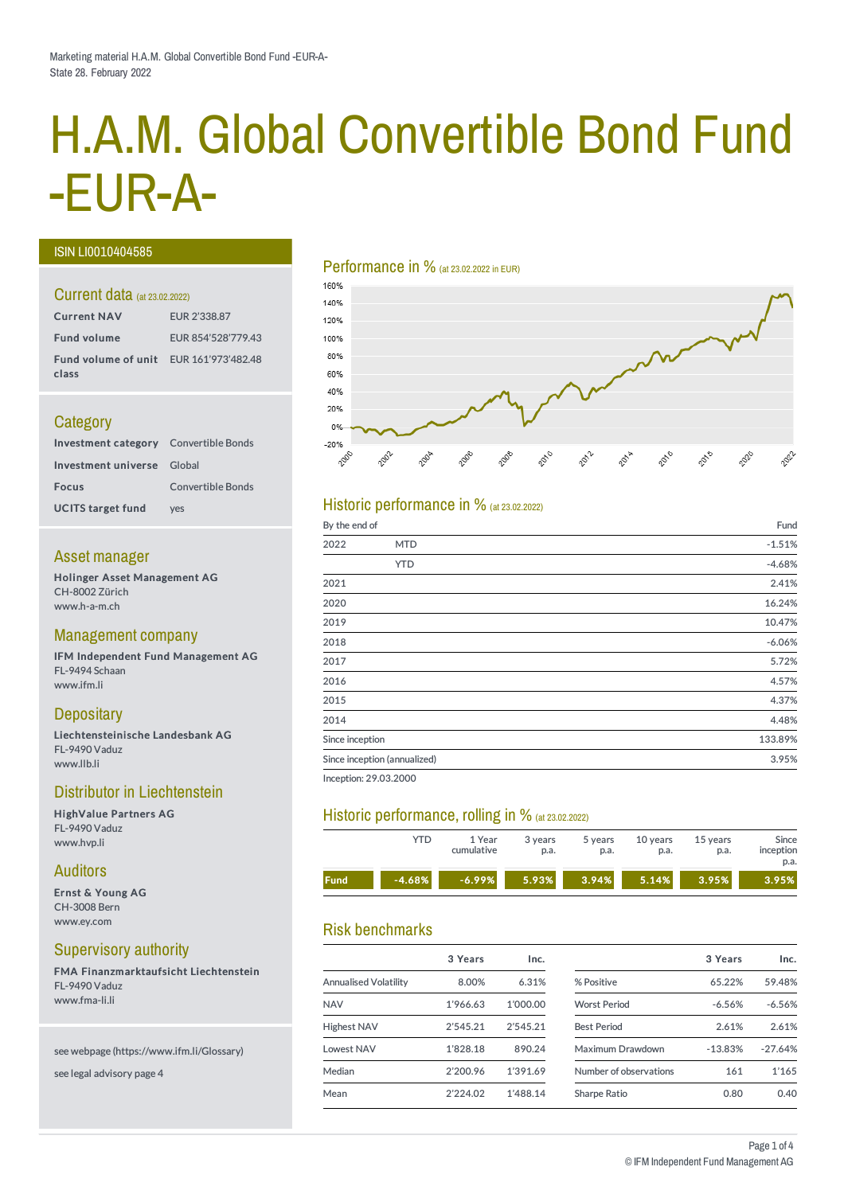Marketing material H.A.M. Global Convertible Bond Fund -EUR-A-
State 28. February 2022

# H.A.M. Global Convertible Bond Fund -EUR-A-

ISIN LI0010404585

## Current data (at 23.02.2022)

| | |
|---|---|
| **Current NAV** | EUR 2'338.87 |
| **Fund volume** | EUR 854'528'779.43 |
| **Fund volume of unit class** | EUR 161'973'482.48 |

## Category

| | |
|---|---|
| **Investment category** | Convertible Bonds |
| **Investment universe** | Global |
| **Focus** | Convertible Bonds |
| **UCITS target fund** | yes |

## Asset manager

**Holinger Asset Management AG**
CH-8002 Zürich
www.h-a-m.ch

## Management company

**IFM Independent Fund Management AG**
FL-9494 Schaan
www.ifm.li

## Depositary

**Liechtensteinische Landesbank AG**
FL-9490 Vaduz
www.llb.li

## Distributor in Liechtenstein

**HighValue Partners AG**
FL-9490 Vaduz
www.hvp.li

## Auditors

**Ernst & Young AG**
CH-3008 Bern
www.ey.com

## Supervisory authority

**FMA Finanzmarktaufsicht Liechtenstein**
FL-9490 Vaduz
www.fma-li.li

see webpage (https://www.ifm.li/Glossary)

see legal advisory page 4

## Performance in % (at 23.02.2022 in EUR)

160%
140%
120%
100%
80%
60%
40%
20%
0%
-20%
2000 2002 2004 2006 2008 2010 2012 2014 2016 2018 2020 2022

## Historic performance in % (at 23.02.2022)

| By the end of | | Fund |
|---|---|---|
| 2022 | MTD | -1.51% |
| | YTD | -4.68% |
| 2021 | | 2.41% |
| 2020 | | 16.24% |
| 2019 | | 10.47% |
| 2018 | | -6.06% |
| 2017 | | 5.72% |
| 2016 | | 4.57% |
| 2015 | | 4.37% |
| 2014 | | 4.48% |
| Since inception | | 133.89% |
| Since inception (annualized) | | 3.95% |

Inception: 29.03.2000

## Historic performance, rolling in % (at 23.02.2022)

| | YTD | 1 Year cumulative | 3 years p.a. | 5 years p.a. | 10 years p.a. | 15 years p.a. | Since inception p.a. |
|---|---|---|---|---|---|---|---|
| **Fund** | -4.68% | -6.99% | 5.93% | 3.94% | 5.14% | 3.95% | 3.95% |

## Risk benchmarks

| | 3 Years | Inc. |
|---|---|---|
| Annualised Volatility | 8.00% | 6.31% |
| NAV | 1'966.63 | 1'000.00 |
| Highest NAV | 2'545.21 | 2'545.21 |
| Lowest NAV | 1'828.18 | 890.24 |
| Median | 2'200.96 | 1'391.69 |
| Mean | 2'224.02 | 1'488.14 |

| | 3 Years | Inc. |
|---|---|---|
| % Positive | 65.22% | 59.48% |
| Worst Period | -6.56% | -6.56% |
| Best Period | 2.61% | 2.61% |
| Maximum Drawdown | -13.83% | -27.64% |
| Number of observations | 161 | 1'165 |
| Sharpe Ratio | 0.80 | 0.40 |

© IFM Independent Fund Management AG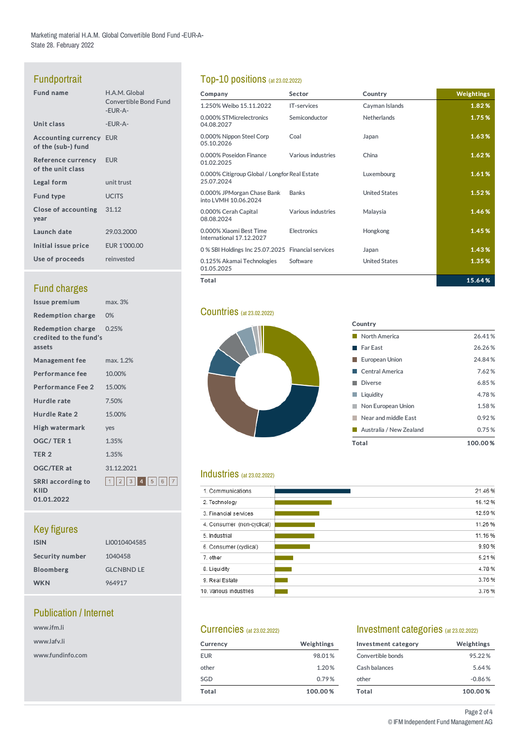Marketing material H.A.M. Global Convertible Bond Fund -EUR-A-
State 28. February 2022

## Fundportrait

| | |
|---|---|
| **Fund name** | H.A.M. Global Convertible Bond Fund -EUR-A- |
| **Unit class** | -EUR-A- |
| **Accounting currency of the (sub-) fund** | EUR |
| **Reference currency of the unit class** | EUR |
| **Legal form** | unit trust |
| **Fund type** | UCITS |
| **Close of accounting year** | 31.12 |
| **Launch date** | 29.03.2000 |
| **Initial issue price** | EUR 1'000.00 |
| **Use of proceeds** | reinvested |

## Fund charges

| | |
|---|---|
| **Issue premium** | max. 3% |
| **Redemption charge** | 0% |
| **Redemption charge credited to the fund's assets** | 0.25% |
| **Management fee** | max. 1.2% |
| **Performance fee** | 10.00% |
| **Performance Fee 2** | 15.00% |
| **Hurdle rate** | 7.50% |
| **Hurdle Rate 2** | 15.00% |
| **High watermark** | yes |
| **OGC/ TER 1** | 1.35% |
| **TER 2** | 1.35% |
| **OGC/TER at** | 31.12.2021 |
| **SRRI according to KIID 01.01.2022** | 1 2 3 **4** 5 6 7 |

## Key figures

| | |
|---|---|
| **ISIN** | LI0010404585 |
| **Security number** | 1040458 |
| **Bloomberg** | GLCNBND LE |
| **WKN** | 964917 |

## Publication / Internet

www.ifm.li

www.lafv.li

www.fundinfo.com

## Top-10 positions (at 23.02.2022)

| Company | Sector | Country | Weightings |
|---|---|---|---|
| 1.250% Weibo 15.11.2022 | IT-services | Cayman Islands | 1.82 % |
| 0.000% STMicrelectronics 04.08.2027 | Semiconductor | Netherlands | 1.75 % |
| 0.000% Nippon Steel Corp 05.10.2026 | Coal | Japan | 1.63 % |
| 0.000% Poseidon Finance 01.02.2025 | Various industries | China | 1.62 % |
| 0.000% Citigroup Global / Longfor 25.07.2024 | Real Estate | Luxembourg | 1.61 % |
| 0.000% JPMorgan Chase Bank into LVMH 10.06.2024 | Banks | United States | 1.52 % |
| 0.000% Cerah Capital 08.08.2024 | Various industries | Malaysia | 1.46 % |
| 0.000% Xiaomi Best Time International 17.12.2027 | Electronics | Hongkong | 1.45 % |
| 0 % SBI Holdings Inc 25.07.2025 | Financial services | Japan | 1.43 % |
| 0.125% Akamai Technologies 01.05.2025 | Software | United States | 1.35 % |
| **Total** | | | **15.64 %** |

## Countries (at 23.02.2022)

| Country | |
|---|---|
| North America | 26.41 % |
| Far East | 26.26 % |
| European Union | 24.84 % |
| Central America | 7.62 % |
| Diverse | 6.85 % |
| Liquidity | 4.78 % |
| Non European Union | 1.58 % |
| Near and middle East | 0.92 % |
| Australia / New Zealand | 0.75 % |
| **Total** | **100.00 %** |

## Industries (at 23.02.2022)

1. Communications 21.46 %
2. Technology 16.12 %
3. Financial services 12.59 %
4. Consumer (non-cyclical) 11.26 %
5. Industrial 11.16 %
6. Consumer (cyclical) 9.90 %
7. other 5.21 %
8. Liquidity 4.78 %
9. Real Estate 3.76 %
10. Various industries 3.76 %

## Currencies (at 23.02.2022)

| Currency | Weightings |
|---|---|
| EUR | 98.01 % |
| other | 1.20 % |
| SGD | 0.79 % |
| **Total** | **100.00 %** |

## Investment categories (at 23.02.2022)

| Investment category | Weightings |
|---|---|
| Convertible bonds | 95.22 % |
| Cash balances | 5.64 % |
| other | -0.86 % |
| **Total** | **100.00 %** |

© IFM Independent Fund Management AG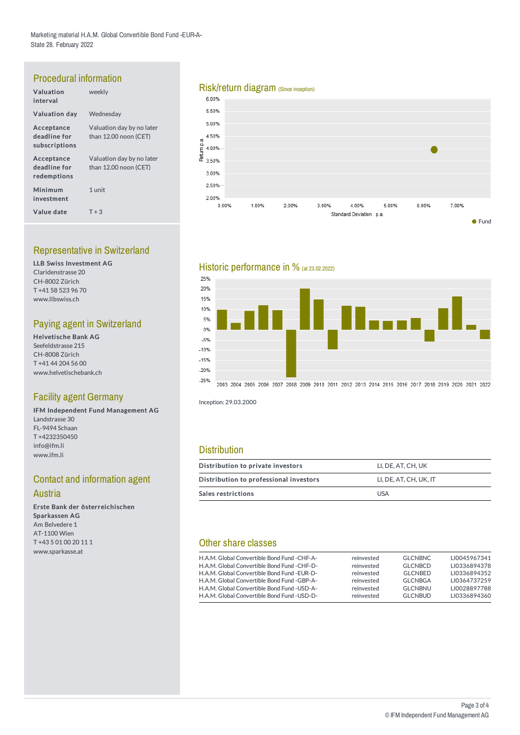Marketing material H.A.M. Global Convertible Bond Fund -EUR-A-
State 28. February 2022

## Procedural information

| | |
|---|---|
| **Valuation interval** | weekly |
| **Valuation day** | Wednesday |
| **Acceptance deadline for subscriptions** | Valuation day by no later than 12.00 noon (CET) |
| **Acceptance deadline for redemptions** | Valuation day by no later than 12.00 noon (CET) |
| **Minimum investment** | 1 unit |
| **Value date** | T + 3 |

## Representative in Switzerland

**LLB Swiss Investment AG**
Claridenstrasse 20
CH-8002 Zürich
T +41 58 523 96 70
www.llbswiss.ch

## Paying agent in Switzerland

**Helvetische Bank AG**
Seefeldstrasse 215
CH-8008 Zürich
T +41 44 204 56 00
www.helvetischebank.ch

## Facility agent Germany

**IFM Independent Fund Management AG**
Landstrasse 30
FL-9494 Schaan
T +4232350450
info@ifm.li
www.ifm.li

## Contact and information agent Austria

**Erste Bank der österreichischen Sparkassen AG**
Am Belvedere 1
AT-1100 Wien
T +43 5 01 00 20 11 1
www.sparkasse.at

## Risk/return diagram (Since inception)

Return p.a
6.00%
5.50%
5.00%
4.50%
4.00%
3.50%
3.00%
2.50%
2.00%
0.00% 1.00% 2.00% 3.00% 4.00% 5.00% 6.00% 7.00%
Standard Deviation p.a.
Fund

## Historic performance in % (at 23.02.2022)

25%
20%
15%
10%
5%
0%
-5%
-10%
-15%
-20%
-25%
2003 2004 2005 2006 2007 2008 2009 2010 2011 2012 2013 2014 2015 2016 2017 2018 2019 2020 2021 2022

Inception: 29.03.2000

## Distribution

| | |
|---|---|
| **Distribution to private investors** | LI, DE, AT, CH, UK |
| **Distribution to professional investors** | LI, DE, AT, CH, UK, IT |
| **Sales restrictions** | USA |

## Other share classes

| | | | |
|---|---|---|---|
| H.A.M. Global Convertible Bond Fund -CHF-A- | reinvested | GLCNBNC | LI0045967341 |
| H.A.M. Global Convertible Bond Fund -CHF-D- | reinvested | GLCNBCD | LI0336894378 |
| H.A.M. Global Convertible Bond Fund -EUR-D- | reinvested | GLCNBED | LI0336894352 |
| H.A.M. Global Convertible Bond Fund -GBP-A- | reinvested | GLCNBGA | LI0364737259 |
| H.A.M. Global Convertible Bond Fund -USD-A- | reinvested | GLCNBNU | LI0028897788 |
| H.A.M. Global Convertible Bond Fund -USD-D- | reinvested | GLCNBUD | LI0336894360 |

© IFM Independent Fund Management AG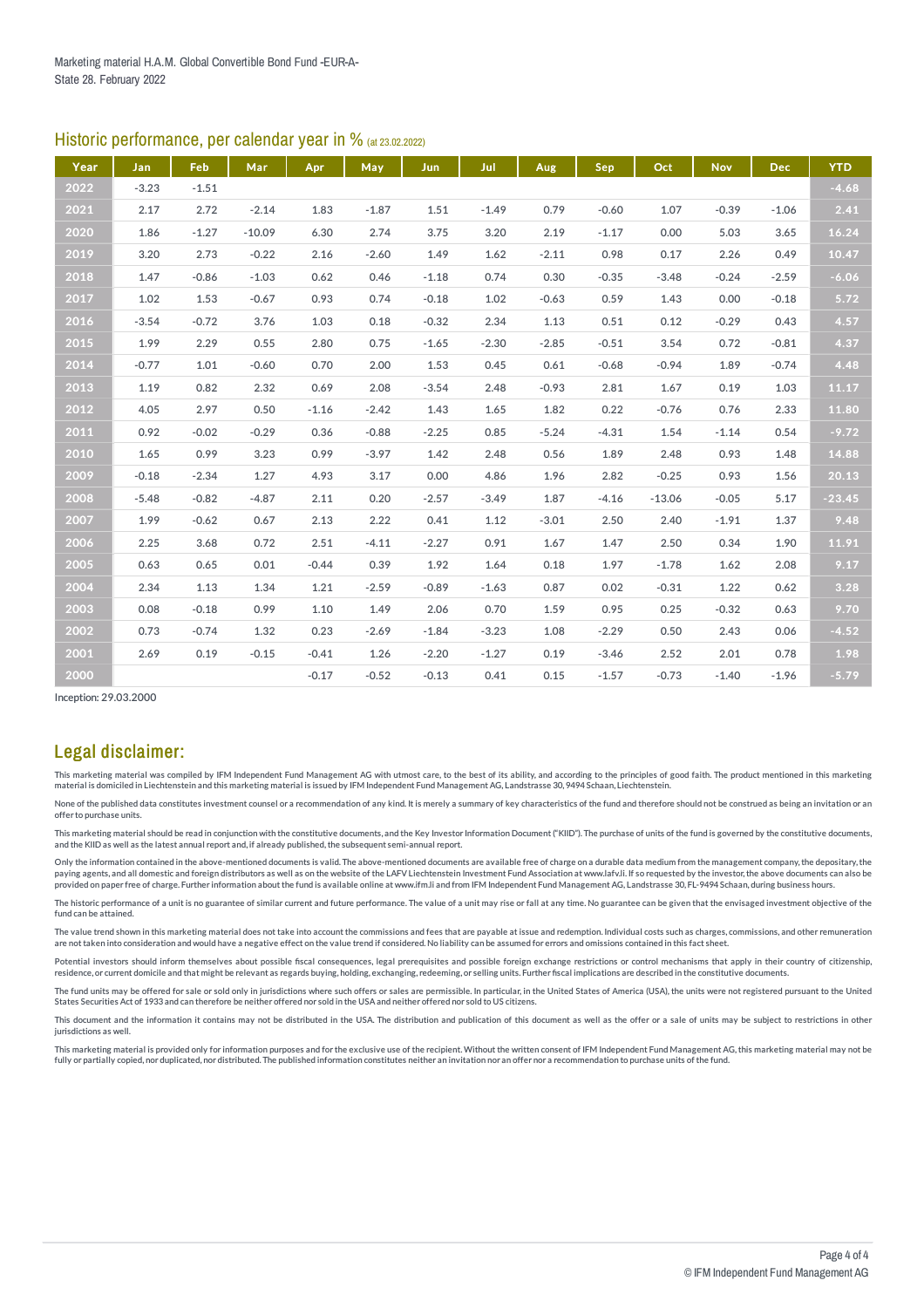Marketing material H.A.M. Global Convertible Bond Fund -EUR-A-
State 28. February 2022

## Historic performance, per calendar year in % (at 23.02.2022)

| Year | Jan | Feb | Mar | Apr | May | Jun | Jul | Aug | Sep | Oct | Nov | Dec | YTD |
|---|---|---|---|---|---|---|---|---|---|---|---|---|---|
| 2022 | -3.23 | -1.51 | | | | | | | | | | | -4.68 |
| 2021 | 2.17 | 2.72 | -2.14 | 1.83 | -1.87 | 1.51 | -1.49 | 0.79 | -0.60 | 1.07 | -0.39 | -1.06 | 2.41 |
| 2020 | 1.86 | -1.27 | -10.09 | 6.30 | 2.74 | 3.75 | 3.20 | 2.19 | -1.17 | 0.00 | 5.03 | 3.65 | 16.24 |
| 2019 | 3.20 | 2.73 | -0.22 | 2.16 | -2.60 | 1.49 | 1.62 | -2.11 | 0.98 | 0.17 | 2.26 | 0.49 | 10.47 |
| 2018 | 1.47 | -0.86 | -1.03 | 0.62 | 0.46 | -1.18 | 0.74 | 0.30 | -0.35 | -3.48 | -0.24 | -2.59 | -6.06 |
| 2017 | 1.02 | 1.53 | -0.67 | 0.93 | 0.74 | -0.18 | 1.02 | -0.63 | 0.59 | 1.43 | 0.00 | -0.18 | 5.72 |
| 2016 | -3.54 | -0.72 | 3.76 | 1.03 | 0.18 | -0.32 | 2.34 | 1.13 | 0.51 | 0.12 | -0.29 | 0.43 | 4.57 |
| 2015 | 1.99 | 2.29 | 0.55 | 2.80 | 0.75 | -1.65 | -2.30 | -2.85 | -0.51 | 3.54 | 0.72 | -0.81 | 4.37 |
| 2014 | -0.77 | 1.01 | -0.60 | 0.70 | 2.00 | 1.53 | 0.45 | 0.61 | -0.68 | -0.94 | 1.89 | -0.74 | 4.48 |
| 2013 | 1.19 | 0.82 | 2.32 | 0.69 | 2.08 | -3.54 | 2.48 | -0.93 | 2.81 | 1.67 | 0.19 | 1.03 | 11.17 |
| 2012 | 4.05 | 2.97 | 0.50 | -1.16 | -2.42 | 1.43 | 1.65 | 1.82 | 0.22 | -0.76 | 0.76 | 2.33 | 11.80 |
| 2011 | 0.92 | -0.02 | -0.29 | 0.36 | -0.88 | -2.25 | 0.85 | -5.24 | -4.31 | 1.54 | -1.14 | 0.54 | -9.72 |
| 2010 | 1.65 | 0.99 | 3.23 | 0.99 | -3.97 | 1.42 | 2.48 | 0.56 | 1.89 | 2.48 | 0.93 | 1.48 | 14.88 |
| 2009 | -0.18 | -2.34 | 1.27 | 4.93 | 3.17 | 0.00 | 4.86 | 1.96 | 2.82 | -0.25 | 0.93 | 1.56 | 20.13 |
| 2008 | -5.48 | -0.82 | -4.87 | 2.11 | 0.20 | -2.57 | -3.49 | 1.87 | -4.16 | -13.06 | -0.05 | 5.17 | -23.45 |
| 2007 | 1.99 | -0.62 | 0.67 | 2.13 | 2.22 | 0.41 | 1.12 | -3.01 | 2.50 | 2.40 | -1.91 | 1.37 | 9.48 |
| 2006 | 2.25 | 3.68 | 0.72 | 2.51 | -4.11 | -2.27 | 0.91 | 1.67 | 1.47 | 2.50 | 0.34 | 1.90 | 11.91 |
| 2005 | 0.63 | 0.65 | 0.01 | -0.44 | 0.39 | 1.92 | 1.64 | 0.18 | 1.97 | -1.78 | 1.62 | 2.08 | 9.17 |
| 2004 | 2.34 | 1.13 | 1.34 | 1.21 | -2.59 | -0.89 | -1.63 | 0.87 | 0.02 | -0.31 | 1.22 | 0.62 | 3.28 |
| 2003 | 0.08 | -0.18 | 0.99 | 1.10 | 1.49 | 2.06 | 0.70 | 1.59 | 0.95 | 0.25 | -0.32 | 0.63 | 9.70 |
| 2002 | 0.73 | -0.74 | 1.32 | 0.23 | -2.69 | -1.84 | -3.23 | 1.08 | -2.29 | 0.50 | 2.43 | 0.06 | -4.52 |
| 2001 | 2.69 | 0.19 | -0.15 | -0.41 | 1.26 | -2.20 | -1.27 | 0.19 | -3.46 | 2.52 | 2.01 | 0.78 | 1.98 |
| 2000 | | | | -0.17 | -0.52 | -0.13 | 0.41 | 0.15 | -1.57 | -0.73 | -1.40 | -1.96 | -5.79 |

Inception: 29.03.2000

## Legal disclaimer:

This marketing material was compiled by IFM Independent Fund Management AG with utmost care, to the best of its ability, and according to the principles of good faith. The product mentioned in this marketing material is domiciled in Liechtenstein and this marketing material is issued by IFM Independent Fund Management AG, Landstrasse 30, 9494 Schaan, Liechtenstein.

None of the published data constitutes investment counsel or a recommendation of any kind. It is merely a summary of key characteristics of the fund and therefore should not be construed as being an invitation or an offer to purchase units.

This marketing material should be read in conjunction with the constitutive documents, and the Key Investor Information Document ("KIID"). The purchase of units of the fund is governed by the constitutive documents, and the KIID as well as the latest annual report and, if already published, the subsequent semi-annual report.

Only the information contained in the above-mentioned documents is valid. The above-mentioned documents are available free of charge on a durable data medium from the management company, the depositary, the paying agents, and all domestic and foreign distributors as well as on the website of the LAFV Liechtenstein Investment Fund Association at www.lafv.li. If so requested by the investor, the above documents can also be provided on paper free of charge. Further information about the fund is available online at www.ifm.li and from IFM Independent Fund Management AG, Landstrasse 30, FL-9494 Schaan, during business hours.

The historic performance of a unit is no guarantee of similar current and future performance. The value of a unit may rise or fall at any time. No guarantee can be given that the envisaged investment objective of the fund can be attained.

The value trend shown in this marketing material does not take into account the commissions and fees that are payable at issue and redemption. Individual costs such as charges, commissions, and other remuneration are not taken into consideration and would have a negative effect on the value trend if considered. No liability can be assumed for errors and omissions contained in this fact sheet.

Potential investors should inform themselves about possible fiscal consequences, legal prerequisites and possible foreign exchange restrictions or control mechanisms that apply in their country of citizenship, residence, or current domicile and that might be relevant as regards buying, holding, exchanging, redeeming, or selling units. Further fiscal implications are described in the constitutive documents.

The fund units may be offered for sale or sold only in jurisdictions where such offers or sales are permissible. In particular, in the United States of America (USA), the units were not registered pursuant to the United States Securities Act of 1933 and can therefore be neither offered nor sold in the USA and neither offered nor sold to US citizens.

This document and the information it contains may not be distributed in the USA. The distribution and publication of this document as well as the offer or a sale of units may be subject to restrictions in other jurisdictions as well.

This marketing material is provided only for information purposes and for the exclusive use of the recipient. Without the written consent of IFM Independent Fund Management AG, this marketing material may not be fully or partially copied, nor duplicated, nor distributed. The published information constitutes neither an invitation nor an offer nor a recommendation to purchase units of the fund.

© IFM Independent Fund Management AG